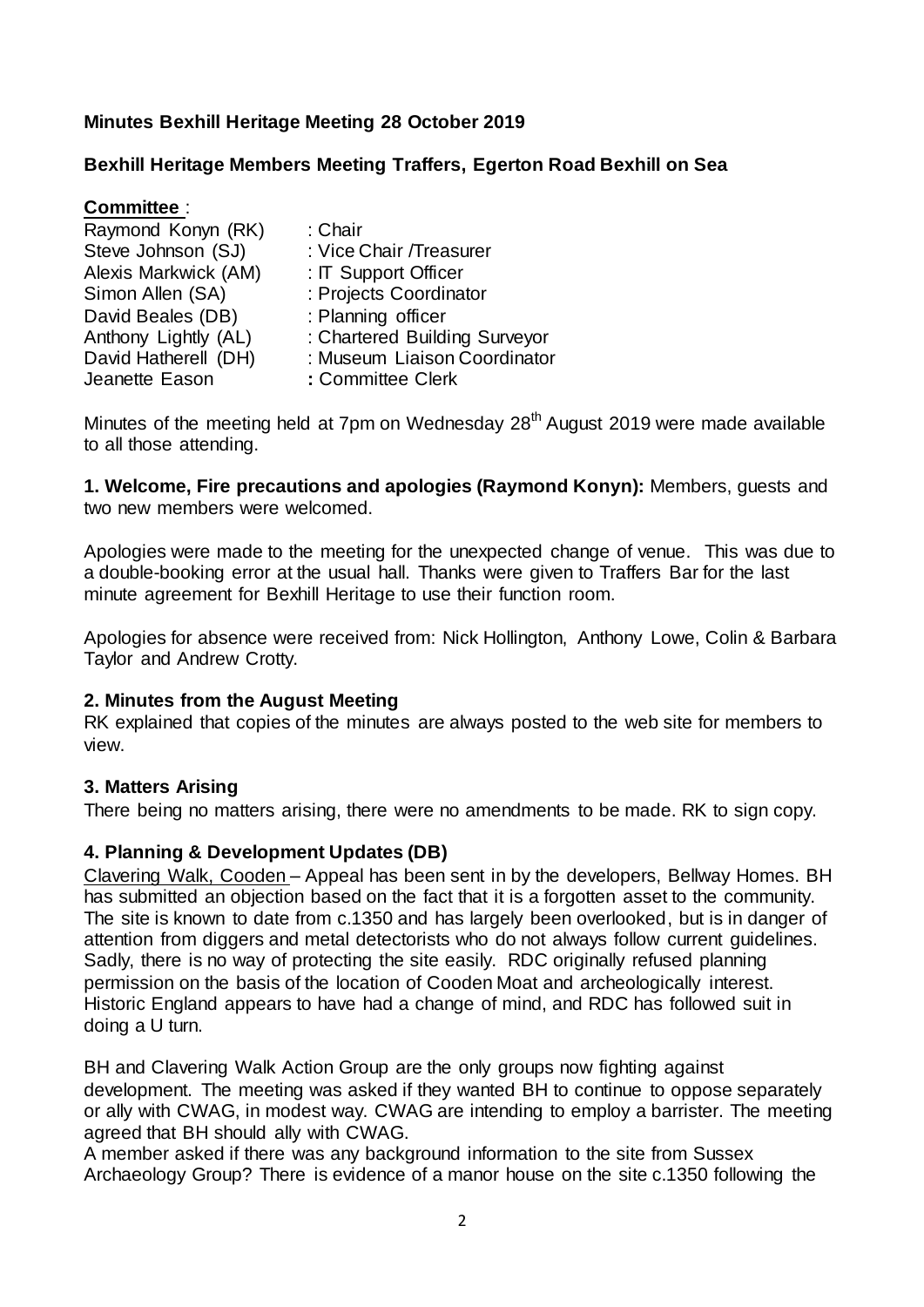**Minutes Bexhill Heritage Meeting 28 October 2019**

**Bexhill Heritage Members Meeting Traffers, Egerton Road Bexhill on Sea**

**Committee** :

| | |
|---|---|
| Raymond Konyn (RK) | : Chair |
| Steve Johnson (SJ) | : Vice Chair /Treasurer |
| Alexis Markwick (AM) | : IT Support Officer |
| Simon Allen (SA) | : Projects Coordinator |
| David Beales (DB) | : Planning officer |
| Anthony Lightly (AL) | : Chartered Building Surveyor |
| David Hatherell (DH) | : Museum Liaison Coordinator |
| Jeanette Eason | **:** Committee Clerk |

Minutes of the meeting held at 7pm on Wednesday 28th August 2019 were made available to all those attending.

**1. Welcome, Fire precautions and apologies (Raymond Konyn):** Members, guests and two new members were welcomed.

Apologies were made to the meeting for the unexpected change of venue. This was due to a double-booking error at the usual hall. Thanks were given to Traffers Bar for the last minute agreement for Bexhill Heritage to use their function room.

Apologies for absence were received from: Nick Hollington, Anthony Lowe, Colin & Barbara Taylor and Andrew Crotty.

**2. Minutes from the August Meeting**

RK explained that copies of the minutes are always posted to the web site for members to view.

**3. Matters Arising**

There being no matters arising, there were no amendments to be made. RK to sign copy.

**4. Planning & Development Updates (DB)**

Clavering Walk, Cooden – Appeal has been sent in by the developers, Bellway Homes. BH has submitted an objection based on the fact that it is a forgotten asset to the community. The site is known to date from c.1350 and has largely been overlooked, but is in danger of attention from diggers and metal detectorists who do not always follow current guidelines. Sadly, there is no way of protecting the site easily. RDC originally refused planning permission on the basis of the location of Cooden Moat and archeologically interest. Historic England appears to have had a change of mind, and RDC has followed suit in doing a U turn.

BH and Clavering Walk Action Group are the only groups now fighting against development. The meeting was asked if they wanted BH to continue to oppose separately or ally with CWAG, in modest way. CWAG are intending to employ a barrister. The meeting agreed that BH should ally with CWAG.

A member asked if there was any background information to the site from Sussex Archaeology Group? There is evidence of a manor house on the site c.1350 following the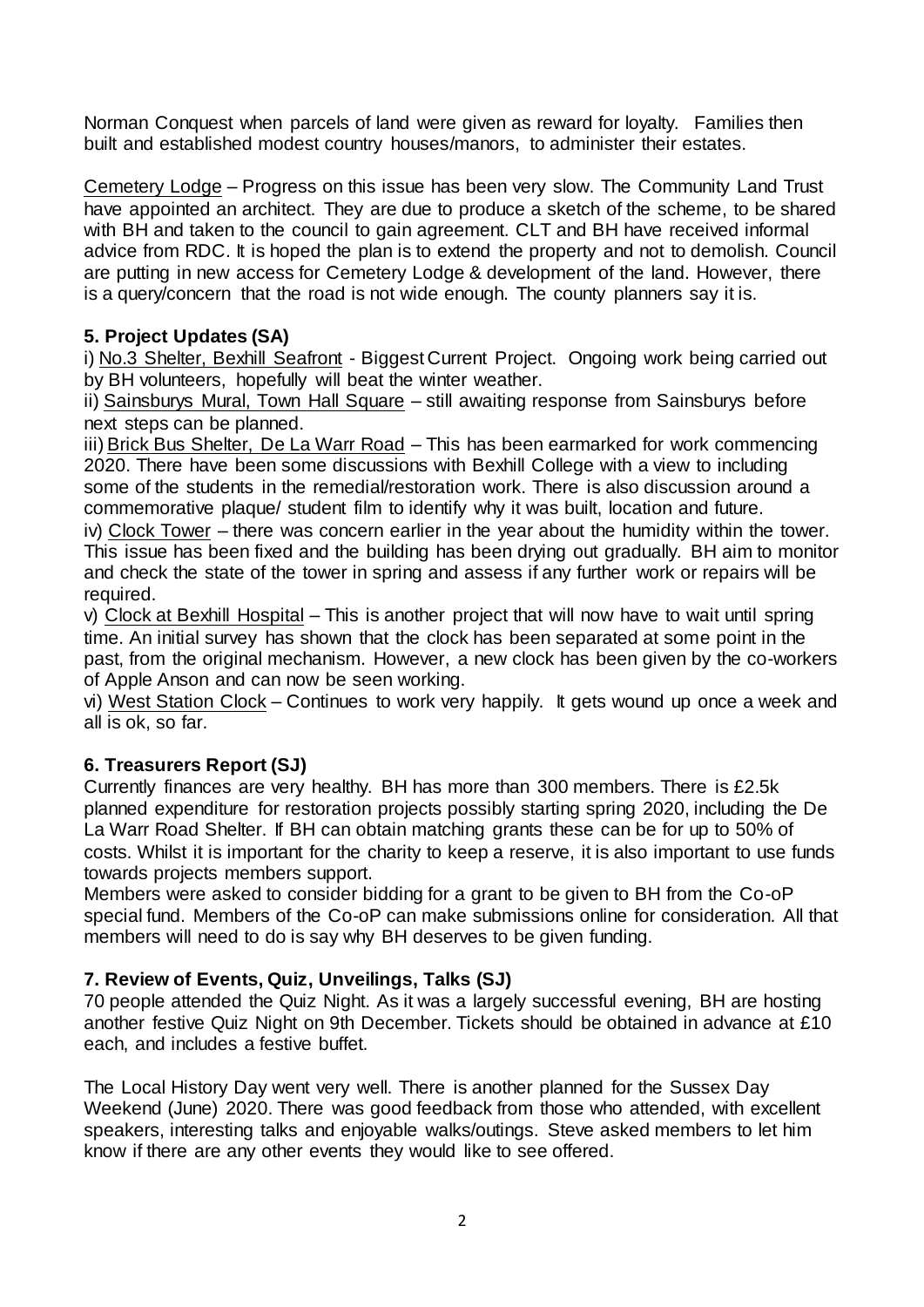Norman Conquest when parcels of land were given as reward for loyalty. Families then built and established modest country houses/manors, to administer their estates.

Cemetery Lodge – Progress on this issue has been very slow. The Community Land Trust have appointed an architect. They are due to produce a sketch of the scheme, to be shared with BH and taken to the council to gain agreement. CLT and BH have received informal advice from RDC. It is hoped the plan is to extend the property and not to demolish. Council are putting in new access for Cemetery Lodge & development of the land. However, there is a query/concern that the road is not wide enough. The county planners say it is.

**5. Project Updates (SA)**

i) No.3 Shelter, Bexhill Seafront - Biggest Current Project. Ongoing work being carried out by BH volunteers, hopefully will beat the winter weather.

ii) Sainsburys Mural, Town Hall Square – still awaiting response from Sainsburys before next steps can be planned.

iii) Brick Bus Shelter, De La Warr Road – This has been earmarked for work commencing 2020. There have been some discussions with Bexhill College with a view to including some of the students in the remedial/restoration work. There is also discussion around a commemorative plaque/ student film to identify why it was built, location and future.

iv) Clock Tower – there was concern earlier in the year about the humidity within the tower. This issue has been fixed and the building has been drying out gradually. BH aim to monitor and check the state of the tower in spring and assess if any further work or repairs will be required.

v) Clock at Bexhill Hospital – This is another project that will now have to wait until spring time. An initial survey has shown that the clock has been separated at some point in the past, from the original mechanism. However, a new clock has been given by the co-workers of Apple Anson and can now be seen working.

vi) West Station Clock – Continues to work very happily. It gets wound up once a week and all is ok, so far.

**6. Treasurers Report (SJ)**

Currently finances are very healthy. BH has more than 300 members. There is £2.5k planned expenditure for restoration projects possibly starting spring 2020, including the De La Warr Road Shelter. If BH can obtain matching grants these can be for up to 50% of costs. Whilst it is important for the charity to keep a reserve, it is also important to use funds towards projects members support.

Members were asked to consider bidding for a grant to be given to BH from the Co-oP special fund. Members of the Co-oP can make submissions online for consideration. All that members will need to do is say why BH deserves to be given funding.

**7. Review of Events, Quiz, Unveilings, Talks (SJ)**

70 people attended the Quiz Night. As it was a largely successful evening, BH are hosting another festive Quiz Night on 9th December. Tickets should be obtained in advance at £10 each, and includes a festive buffet.

The Local History Day went very well. There is another planned for the Sussex Day Weekend (June) 2020. There was good feedback from those who attended, with excellent speakers, interesting talks and enjoyable walks/outings. Steve asked members to let him know if there are any other events they would like to see offered.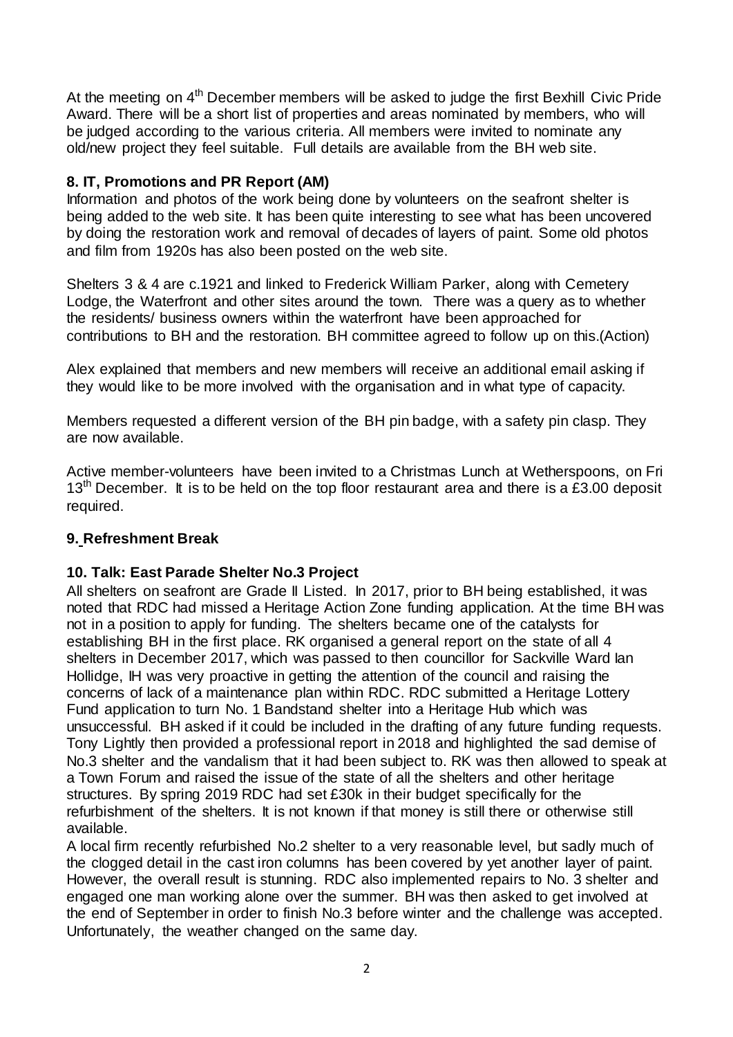At the meeting on 4th December members will be asked to judge the first Bexhill Civic Pride Award. There will be a short list of properties and areas nominated by members, who will be judged according to the various criteria. All members were invited to nominate any old/new project they feel suitable. Full details are available from the BH web site.

### 8. IT, Promotions and PR Report (AM)

Information and photos of the work being done by volunteers on the seafront shelter is being added to the web site. It has been quite interesting to see what has been uncovered by doing the restoration work and removal of decades of layers of paint. Some old photos and film from 1920s has also been posted on the web site.

Shelters 3 & 4 are c.1921 and linked to Frederick William Parker, along with Cemetery Lodge, the Waterfront and other sites around the town. There was a query as to whether the residents/ business owners within the waterfront have been approached for contributions to BH and the restoration. BH committee agreed to follow up on this.(Action)

Alex explained that members and new members will receive an additional email asking if they would like to be more involved with the organisation and in what type of capacity.

Members requested a different version of the BH pin badge, with a safety pin clasp. They are now available.

Active member-volunteers have been invited to a Christmas Lunch at Wetherspoons, on Fri 13th December. It is to be held on the top floor restaurant area and there is a £3.00 deposit required.

### 9. Refreshment Break

### 10. Talk: East Parade Shelter No.3 Project

All shelters on seafront are Grade II Listed. In 2017, prior to BH being established, it was noted that RDC had missed a Heritage Action Zone funding application. At the time BH was not in a position to apply for funding. The shelters became one of the catalysts for establishing BH in the first place. RK organised a general report on the state of all 4 shelters in December 2017, which was passed to then councillor for Sackville Ward Ian Hollidge, IH was very proactive in getting the attention of the council and raising the concerns of lack of a maintenance plan within RDC. RDC submitted a Heritage Lottery Fund application to turn No. 1 Bandstand shelter into a Heritage Hub which was unsuccessful. BH asked if it could be included in the drafting of any future funding requests. Tony Lightly then provided a professional report in 2018 and highlighted the sad demise of No.3 shelter and the vandalism that it had been subject to. RK was then allowed to speak at a Town Forum and raised the issue of the state of all the shelters and other heritage structures. By spring 2019 RDC had set £30k in their budget specifically for the refurbishment of the shelters. It is not known if that money is still there or otherwise still available.

A local firm recently refurbished No.2 shelter to a very reasonable level, but sadly much of the clogged detail in the cast iron columns has been covered by yet another layer of paint. However, the overall result is stunning. RDC also implemented repairs to No. 3 shelter and engaged one man working alone over the summer. BH was then asked to get involved at the end of September in order to finish No.3 before winter and the challenge was accepted. Unfortunately, the weather changed on the same day.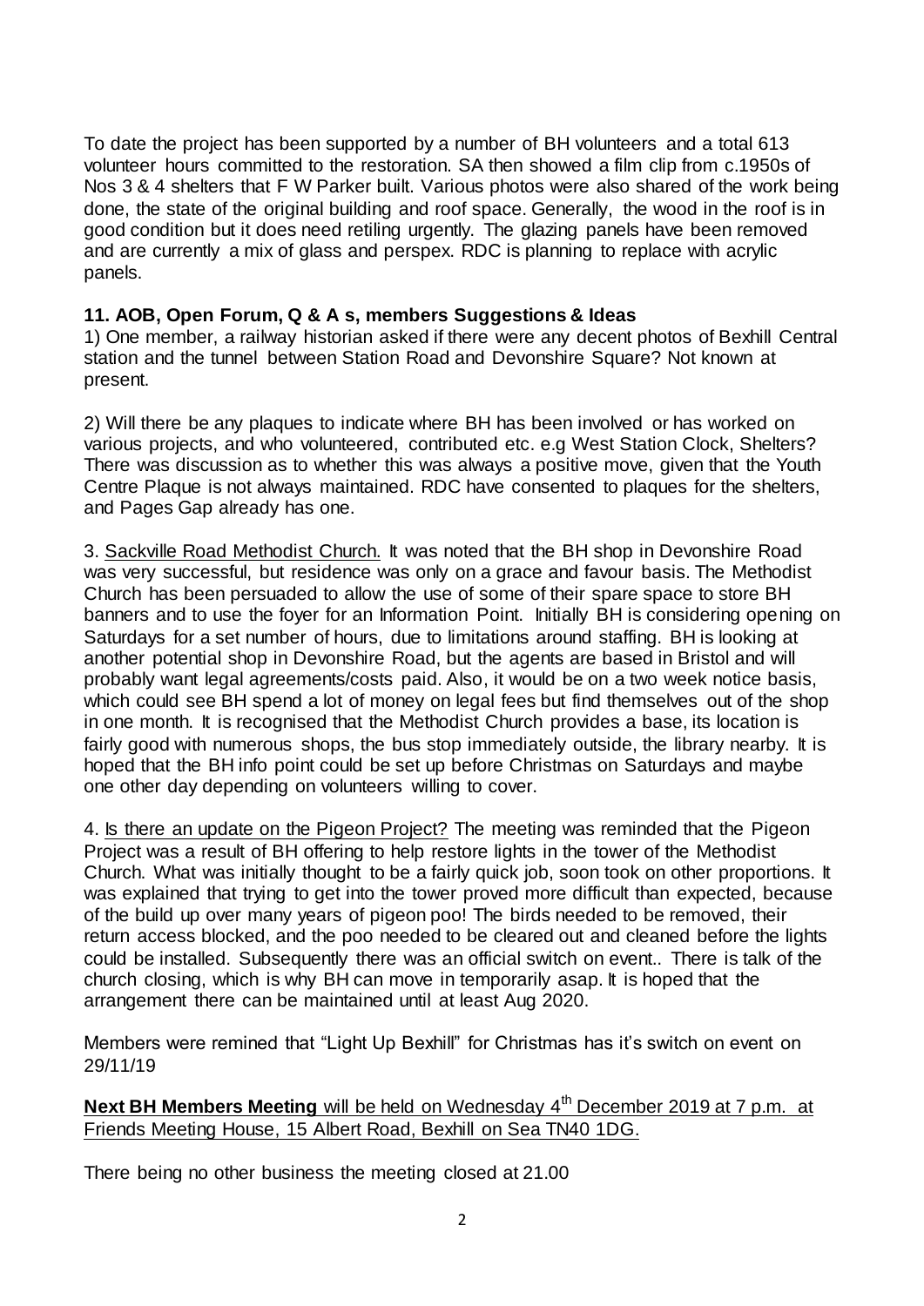To date the project has been supported by a number of BH volunteers and a total 613 volunteer hours committed to the restoration. SA then showed a film clip from c.1950s of Nos 3 & 4 shelters that F W Parker built. Various photos were also shared of the work being done, the state of the original building and roof space. Generally, the wood in the roof is in good condition but it does need retiling urgently. The glazing panels have been removed and are currently a mix of glass and perspex. RDC is planning to replace with acrylic panels.

### 11. AOB, Open Forum, Q & A s, members Suggestions & Ideas

1) One member, a railway historian asked if there were any decent photos of Bexhill Central station and the tunnel between Station Road and Devonshire Square? Not known at present.

2) Will there be any plaques to indicate where BH has been involved or has worked on various projects, and who volunteered, contributed etc. e.g West Station Clock, Shelters? There was discussion as to whether this was always a positive move, given that the Youth Centre Plaque is not always maintained. RDC have consented to plaques for the shelters, and Pages Gap already has one.

3. Sackville Road Methodist Church. It was noted that the BH shop in Devonshire Road was very successful, but residence was only on a grace and favour basis. The Methodist Church has been persuaded to allow the use of some of their spare space to store BH banners and to use the foyer for an Information Point. Initially BH is considering opening on Saturdays for a set number of hours, due to limitations around staffing. BH is looking at another potential shop in Devonshire Road, but the agents are based in Bristol and will probably want legal agreements/costs paid. Also, it would be on a two week notice basis, which could see BH spend a lot of money on legal fees but find themselves out of the shop in one month. It is recognised that the Methodist Church provides a base, its location is fairly good with numerous shops, the bus stop immediately outside, the library nearby. It is hoped that the BH info point could be set up before Christmas on Saturdays and maybe one other day depending on volunteers willing to cover.

4. Is there an update on the Pigeon Project? The meeting was reminded that the Pigeon Project was a result of BH offering to help restore lights in the tower of the Methodist Church. What was initially thought to be a fairly quick job, soon took on other proportions. It was explained that trying to get into the tower proved more difficult than expected, because of the build up over many years of pigeon poo! The birds needed to be removed, their return access blocked, and the poo needed to be cleared out and cleaned before the lights could be installed. Subsequently there was an official switch on event.. There is talk of the church closing, which is why BH can move in temporarily asap. It is hoped that the arrangement there can be maintained until at least Aug 2020.

Members were remined that "Light Up Bexhill" for Christmas has it's switch on event on 29/11/19

**Next BH Members Meeting** will be held on Wednesday 4th December 2019 at 7 p.m. at Friends Meeting House, 15 Albert Road, Bexhill on Sea TN40 1DG.

There being no other business the meeting closed at 21.00